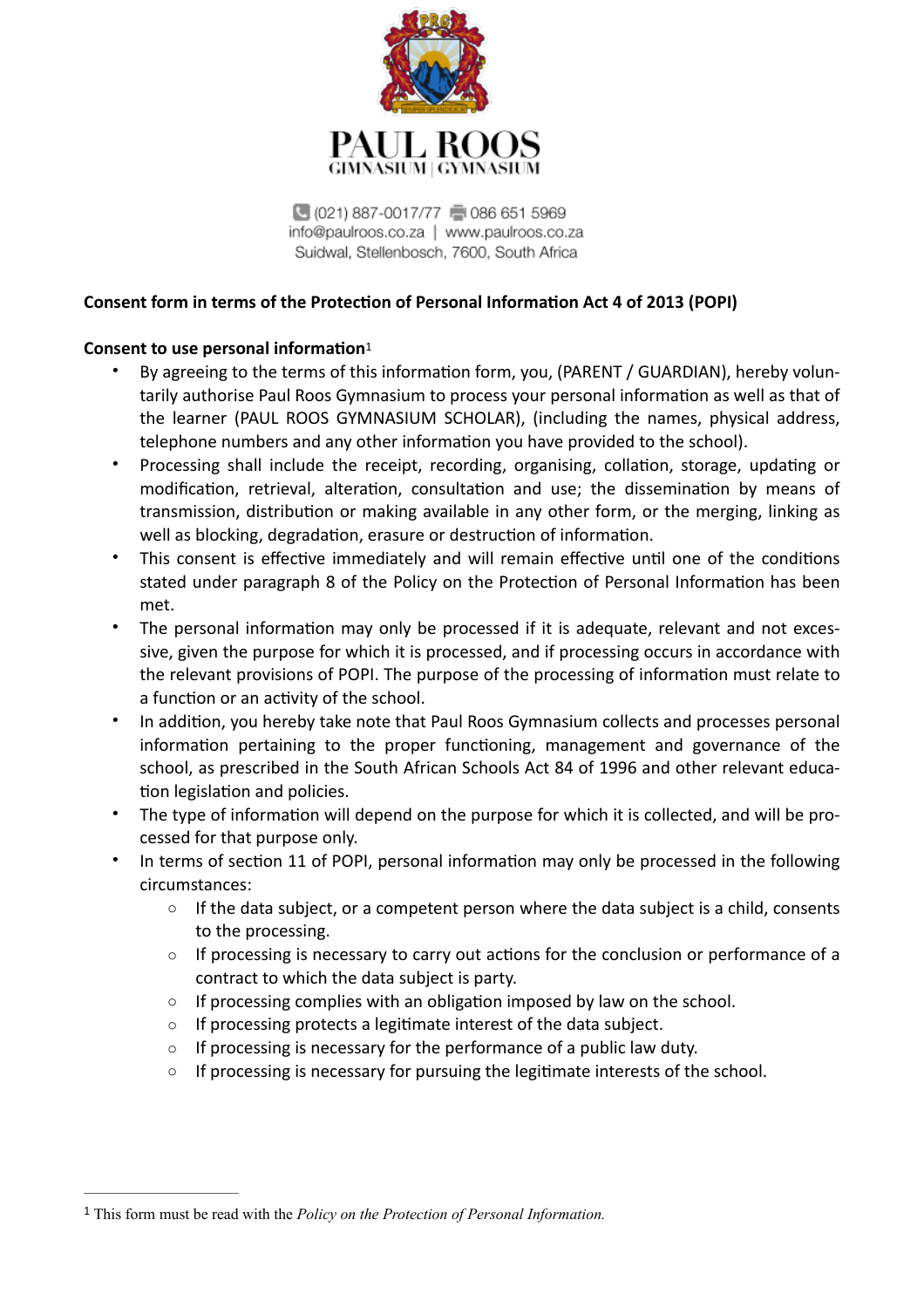# PAUL ROOS

GIMNASIUM | GYMNASIUM

(021) 887-0017/77 086 651 5969
info@paulroos.co.za | www.paulroos.co.za
Suidwal, Stellenbosch, 7600, South Africa

**Consent form in terms of the Protection of Personal Information Act 4 of 2013 (POPI)**

**Consent to use personal information**[1]

- By agreeing to the terms of this information form, you, (PARENT / GUARDIAN), hereby voluntarily authorise Paul Roos Gymnasium to process your personal information as well as that of the learner (PAUL ROOS GYMNASIUM SCHOLAR), (including the names, physical address, telephone numbers and any other information you have provided to the school).
- Processing shall include the receipt, recording, organising, collation, storage, updating or modification, retrieval, alteration, consultation and use; the dissemination by means of transmission, distribution or making available in any other form, or the merging, linking as well as blocking, degradation, erasure or destruction of information.
- This consent is effective immediately and will remain effective until one of the conditions stated under paragraph 8 of the Policy on the Protection of Personal Information has been met.
- The personal information may only be processed if it is adequate, relevant and not excessive, given the purpose for which it is processed, and if processing occurs in accordance with the relevant provisions of POPI. The purpose of the processing of information must relate to a function or an activity of the school.
- In addition, you hereby take note that Paul Roos Gymnasium collects and processes personal information pertaining to the proper functioning, management and governance of the school, as prescribed in the South African Schools Act 84 of 1996 and other relevant education legislation and policies.
- The type of information will depend on the purpose for which it is collected, and will be processed for that purpose only.
- In terms of section 11 of POPI, personal information may only be processed in the following circumstances:
    - If the data subject, or a competent person where the data subject is a child, consents to the processing.
    - If processing is necessary to carry out actions for the conclusion or performance of a contract to which the data subject is party.
    - If processing complies with an obligation imposed by law on the school.
    - If processing protects a legitimate interest of the data subject.
    - If processing is necessary for the performance of a public law duty.
    - If processing is necessary for pursuing the legitimate interests of the school.

[1] This form must be read with the *Policy on the Protection of Personal Information.*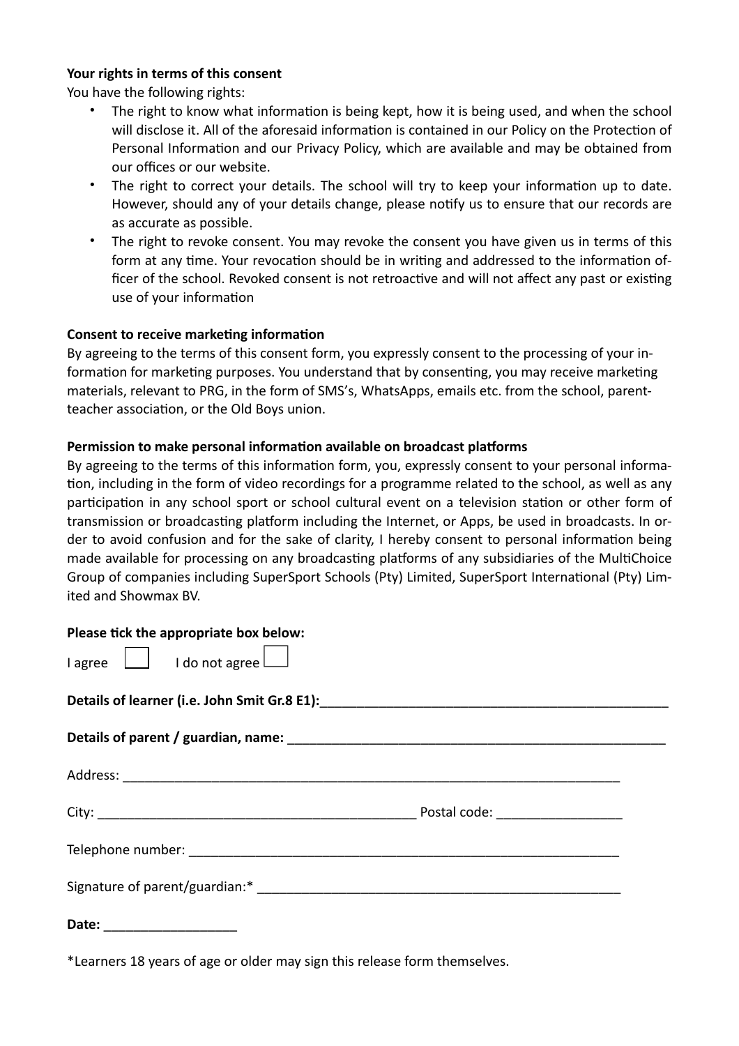**Your rights in terms of this consent**

You have the following rights:

- The right to know what information is being kept, how it is being used, and when the school will disclose it. All of the aforesaid information is contained in our Policy on the Protection of Personal Information and our Privacy Policy, which are available and may be obtained from our offices or our website.
- The right to correct your details. The school will try to keep your information up to date. However, should any of your details change, please notify us to ensure that our records are as accurate as possible.
- The right to revoke consent. You may revoke the consent you have given us in terms of this form at any time. Your revocation should be in writing and addressed to the information officer of the school. Revoked consent is not retroactive and will not affect any past or existing use of your information

**Consent to receive marketing information**

By agreeing to the terms of this consent form, you expressly consent to the processing of your information for marketing purposes. You understand that by consenting, you may receive marketing materials, relevant to PRG, in the form of SMS's, WhatsApps, emails etc. from the school, parent-teacher association, or the Old Boys union.

**Permission to make personal information available on broadcast platforms**

By agreeing to the terms of this information form, you, expressly consent to your personal information, including in the form of video recordings for a programme related to the school, as well as any participation in any school sport or school cultural event on a television station or other form of transmission or broadcasting platform including the Internet, or Apps, be used in broadcasts. In order to avoid confusion and for the sake of clarity, I hereby consent to personal information being made available for processing on any broadcasting platforms of any subsidiaries of the MultiChoice Group of companies including SuperSport Schools (Pty) Limited, SuperSport International (Pty) Limited and Showmax BV.

**Please tick the appropriate box below:**

I agree ☐ I do not agree ☐

**Details of learner (i.e. John Smit Gr.8 E1):**\_\_\_\_\_\_\_\_\_\_\_\_\_\_\_\_\_\_\_\_\_\_\_\_\_\_\_\_\_\_\_\_\_\_\_\_\_\_\_\_\_\_\_\_

**Details of parent / guardian, name:** \_\_\_\_\_\_\_\_\_\_\_\_\_\_\_\_\_\_\_\_\_\_\_\_\_\_\_\_\_\_\_\_\_\_\_\_\_\_\_\_\_\_\_\_\_\_\_\_

Address: \_\_\_\_\_\_\_\_\_\_\_\_\_\_\_\_\_\_\_\_\_\_\_\_\_\_\_\_\_\_\_\_\_\_\_\_\_\_\_\_\_\_\_\_\_\_\_\_\_\_\_\_\_\_\_\_\_\_\_\_\_\_

City: \_\_\_\_\_\_\_\_\_\_\_\_\_\_\_\_\_\_\_\_\_\_\_\_\_\_\_\_\_\_\_\_\_\_\_\_\_\_\_\_ Postal code: \_\_\_\_\_\_\_\_\_\_\_\_\_\_\_\_

Telephone number: \_\_\_\_\_\_\_\_\_\_\_\_\_\_\_\_\_\_\_\_\_\_\_\_\_\_\_\_\_\_\_\_\_\_\_\_\_\_\_\_\_\_\_\_\_\_\_\_\_\_\_\_\_\_

Signature of parent/guardian:* \_\_\_\_\_\_\_\_\_\_\_\_\_\_\_\_\_\_\_\_\_\_\_\_\_\_\_\_\_\_\_\_\_\_\_\_\_\_\_\_\_\_\_\_\_\_\_\_

**Date:** \_\_\_\_\_\_\_\_\_\_\_\_\_\_\_\_\_

*Learners 18 years of age or older may sign this release form themselves.